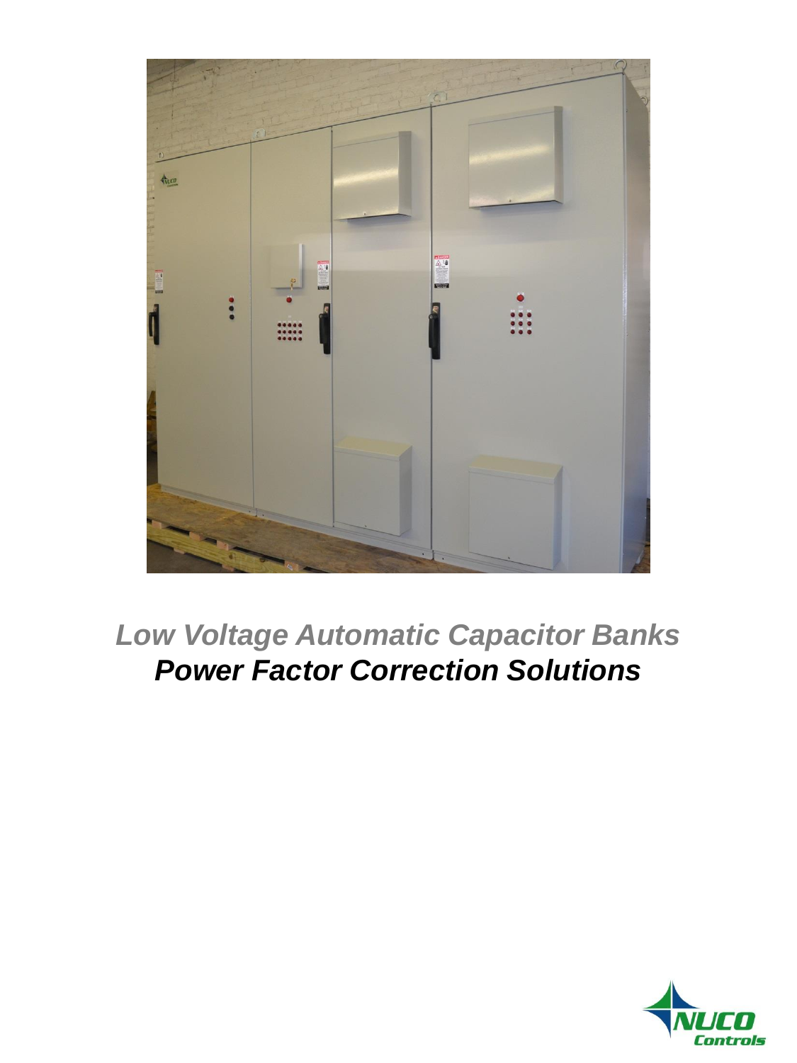# *Low Voltage Automatic Capacitor Banks*

## ***Power Factor Correction Solutions***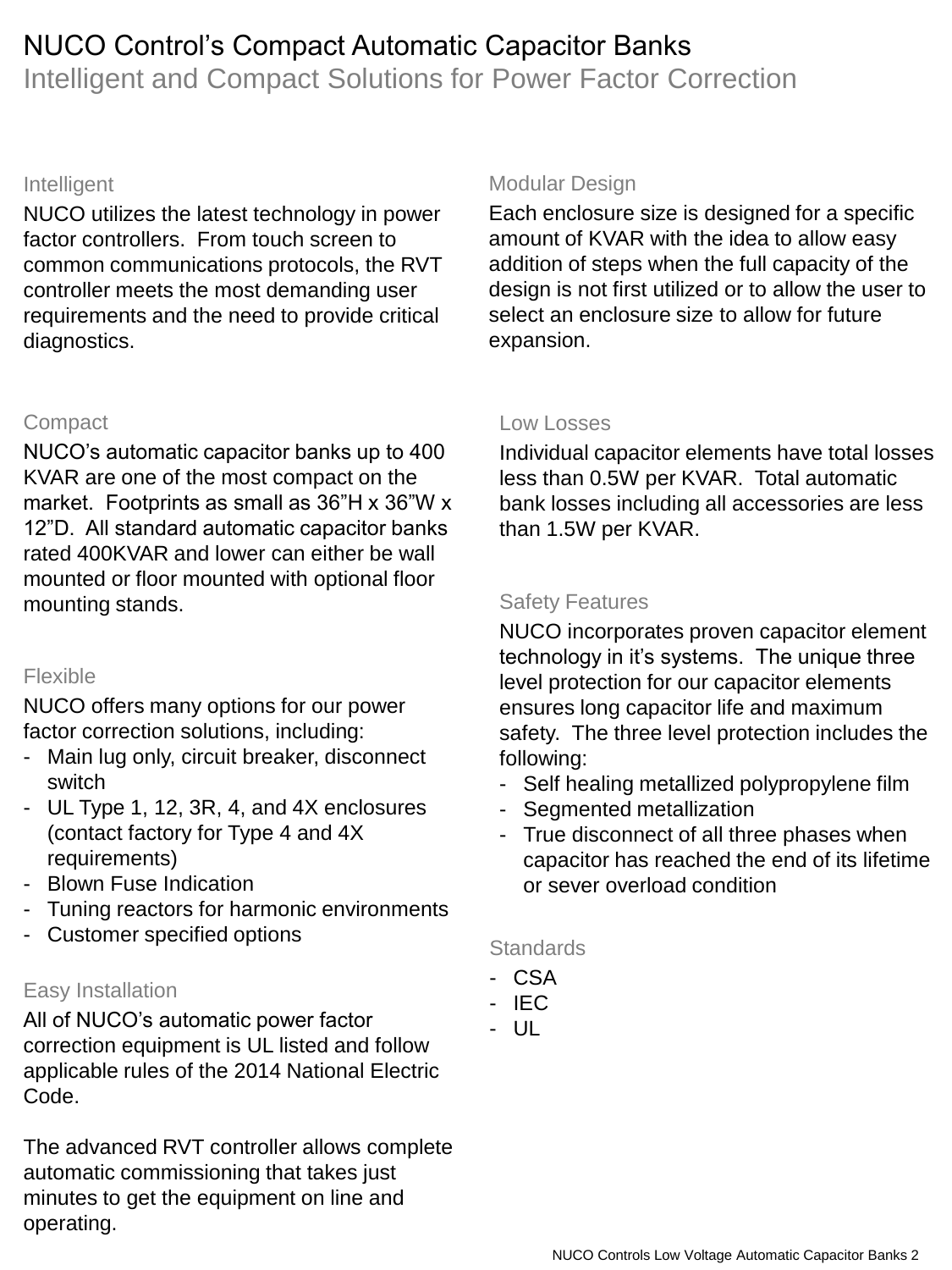# NUCO Control's Compact Automatic Capacitor Banks

## Intelligent and Compact Solutions for Power Factor Correction

### Intelligent

NUCO utilizes the latest technology in power factor controllers. From touch screen to common communications protocols, the RVT controller meets the most demanding user requirements and the need to provide critical diagnostics.

### Compact

NUCO's automatic capacitor banks up to 400 KVAR are one of the most compact on the market. Footprints as small as 36"H x 36"W x 12"D. All standard automatic capacitor banks rated 400KVAR and lower can either be wall mounted or floor mounted with optional floor mounting stands.

### Flexible

NUCO offers many options for our power factor correction solutions, including:

- Main lug only, circuit breaker, disconnect switch
- UL Type 1, 12, 3R, 4, and 4X enclosures (contact factory for Type 4 and 4X requirements)
- Blown Fuse Indication
- Tuning reactors for harmonic environments
- Customer specified options

### Easy Installation

All of NUCO's automatic power factor correction equipment is UL listed and follow applicable rules of the 2014 National Electric Code.

The advanced RVT controller allows complete automatic commissioning that takes just minutes to get the equipment on line and operating.

### Modular Design

Each enclosure size is designed for a specific amount of KVAR with the idea to allow easy addition of steps when the full capacity of the design is not first utilized or to allow the user to select an enclosure size to allow for future expansion.

### Low Losses

Individual capacitor elements have total losses less than 0.5W per KVAR. Total automatic bank losses including all accessories are less than 1.5W per KVAR.

### Safety Features

NUCO incorporates proven capacitor element technology in it's systems. The unique three level protection for our capacitor elements ensures long capacitor life and maximum safety. The three level protection includes the following:

- Self healing metallized polypropylene film
- Segmented metallization
- True disconnect of all three phases when capacitor has reached the end of its lifetime or sever overload condition

### Standards

- CSA
- IEC
- UL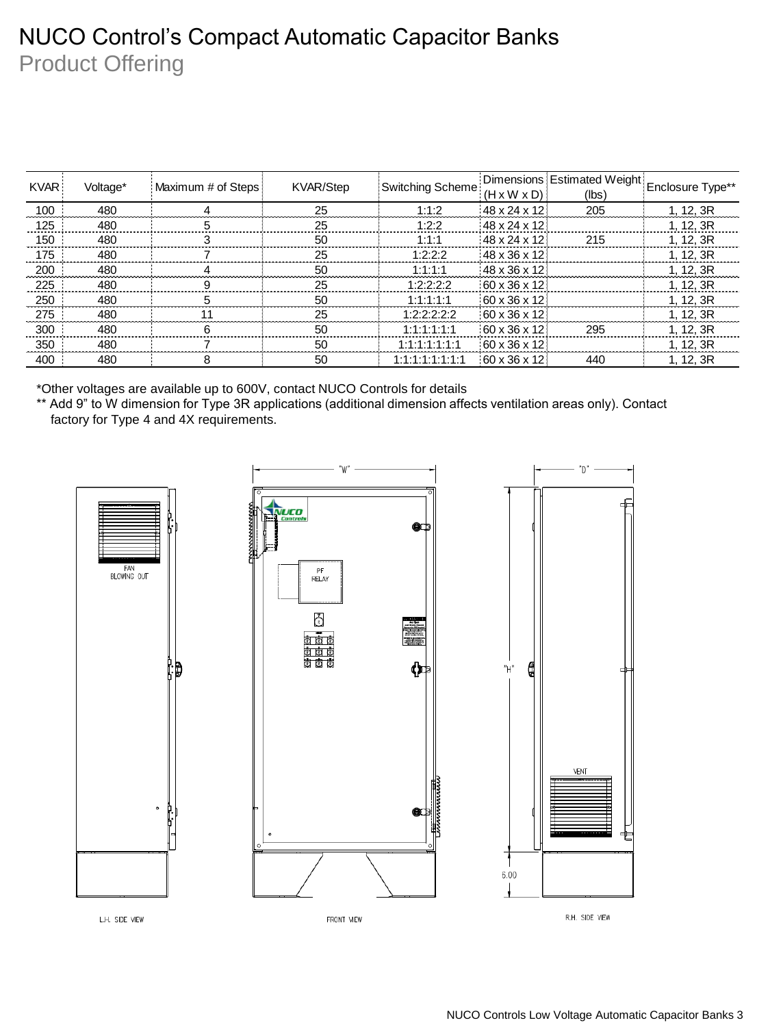# NUCO Control's Compact Automatic Capacitor Banks

## Product Offering

| KVAR | Voltage* | Maximum # of Steps | KVAR/Step | Switching Scheme | Dimensions (H x W x D) | Estimated Weight (lbs) | Enclosure Type** |
|---|---|---|---|---|---|---|---|
| 100 | 480 | 4 | 25 | 1:1:2 | 48 x 24 x 12 | 205 | 1, 12, 3R |
| 125 | 480 | 5 | 25 | 1:2:2 | 48 x 24 x 12 | | 1, 12, 3R |
| 150 | 480 | 3 | 50 | 1:1:1 | 48 x 24 x 12 | 215 | 1, 12, 3R |
| 175 | 480 | 7 | 25 | 1:2:2:2 | 48 x 36 x 12 | | 1, 12, 3R |
| 200 | 480 | 4 | 50 | 1:1:1:1 | 48 x 36 x 12 | | 1, 12, 3R |
| 225 | 480 | 9 | 25 | 1:2:2:2:2 | 60 x 36 x 12 | | 1, 12, 3R |
| 250 | 480 | 5 | 50 | 1:1:1:1:1 | 60 x 36 x 12 | | 1, 12, 3R |
| 275 | 480 | 11 | 25 | 1:2:2:2:2:2 | 60 x 36 x 12 | | 1, 12, 3R |
| 300 | 480 | 6 | 50 | 1:1:1:1:1:1 | 60 x 36 x 12 | 295 | 1, 12, 3R |
| 350 | 480 | 7 | 50 | 1:1:1:1:1:1:1 | 60 x 36 x 12 | | 1, 12, 3R |
| 400 | 480 | 8 | 50 | 1:1:1:1:1:1:1:1 | 60 x 36 x 12 | 440 | 1, 12, 3R |

*Other voltages are available up to 600V, contact NUCO Controls for details

** Add 9" to W dimension for Type 3R applications (additional dimension affects ventilation areas only). Contact factory for Type 4 and 4X requirements.

"W" "D" "H" 6.00

FAN BLOWING OUT — PF RELAY — VENT

L.H. SIDE VIEW — FRONT VIEW — R.H. SIDE VIEW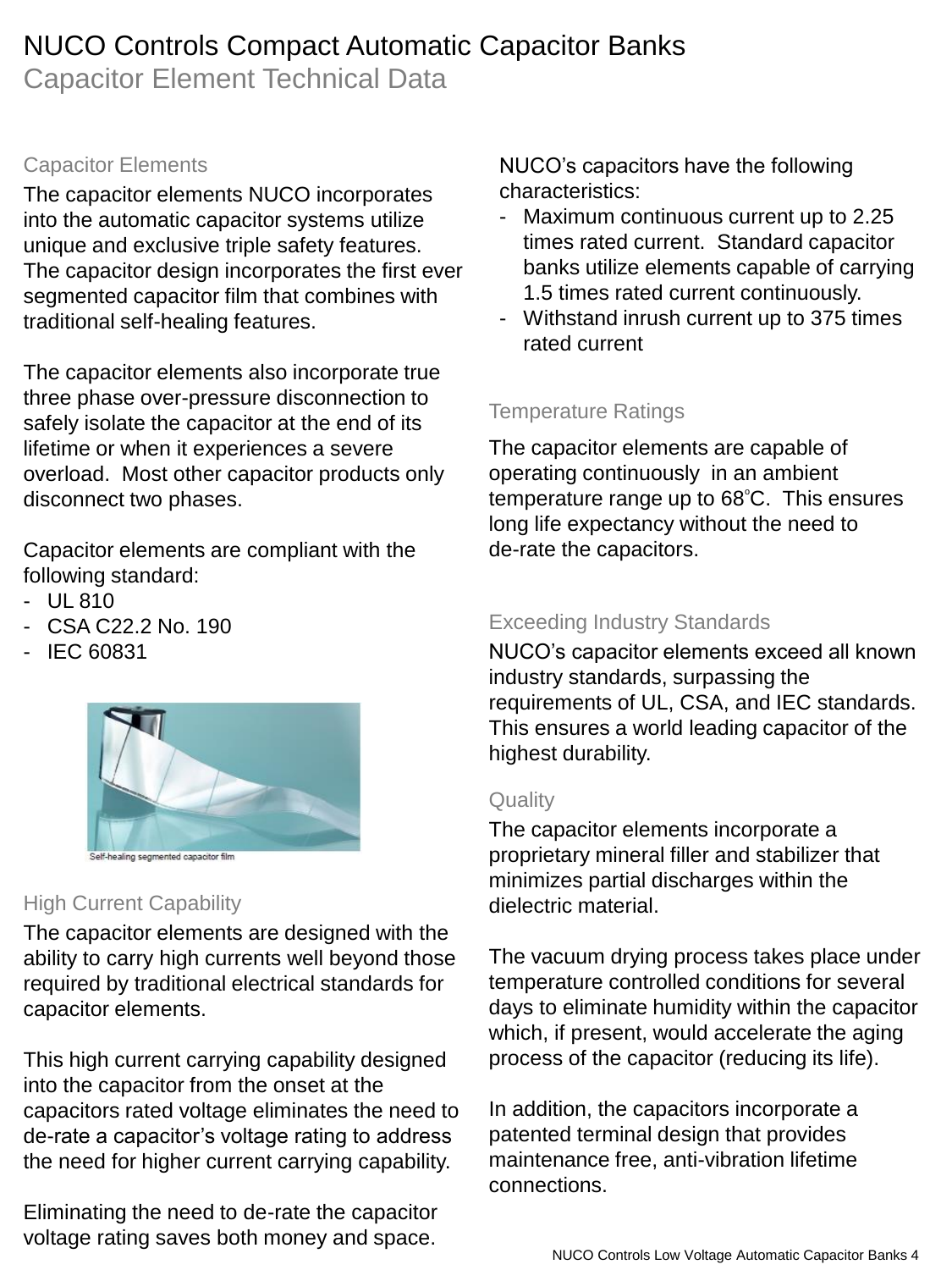# NUCO Controls Compact Automatic Capacitor Banks

## Capacitor Element Technical Data

### Capacitor Elements

The capacitor elements NUCO incorporates into the automatic capacitor systems utilize unique and exclusive triple safety features. The capacitor design incorporates the first ever segmented capacitor film that combines with traditional self-healing features.

The capacitor elements also incorporate true three phase over-pressure disconnection to safely isolate the capacitor at the end of its lifetime or when it experiences a severe overload. Most other capacitor products only disconnect two phases.

Capacitor elements are compliant with the following standard:

- UL 810
- CSA C22.2 No. 190
- IEC 60831

Self-healing segmented capacitor film

### High Current Capability

The capacitor elements are designed with the ability to carry high currents well beyond those required by traditional electrical standards for capacitor elements.

This high current carrying capability designed into the capacitor from the onset at the capacitors rated voltage eliminates the need to de-rate a capacitor's voltage rating to address the need for higher current carrying capability.

Eliminating the need to de-rate the capacitor voltage rating saves both money and space.

NUCO's capacitors have the following characteristics:

- Maximum continuous current up to 2.25 times rated current. Standard capacitor banks utilize elements capable of carrying 1.5 times rated current continuously.
- Withstand inrush current up to 375 times rated current

### Temperature Ratings

The capacitor elements are capable of operating continuously in an ambient temperature range up to 68°C. This ensures long life expectancy without the need to de-rate the capacitors.

### Exceeding Industry Standards

NUCO's capacitor elements exceed all known industry standards, surpassing the requirements of UL, CSA, and IEC standards. This ensures a world leading capacitor of the highest durability.

### Quality

The capacitor elements incorporate a proprietary mineral filler and stabilizer that minimizes partial discharges within the dielectric material.

The vacuum drying process takes place under temperature controlled conditions for several days to eliminate humidity within the capacitor which, if present, would accelerate the aging process of the capacitor (reducing its life).

In addition, the capacitors incorporate a patented terminal design that provides maintenance free, anti-vibration lifetime connections.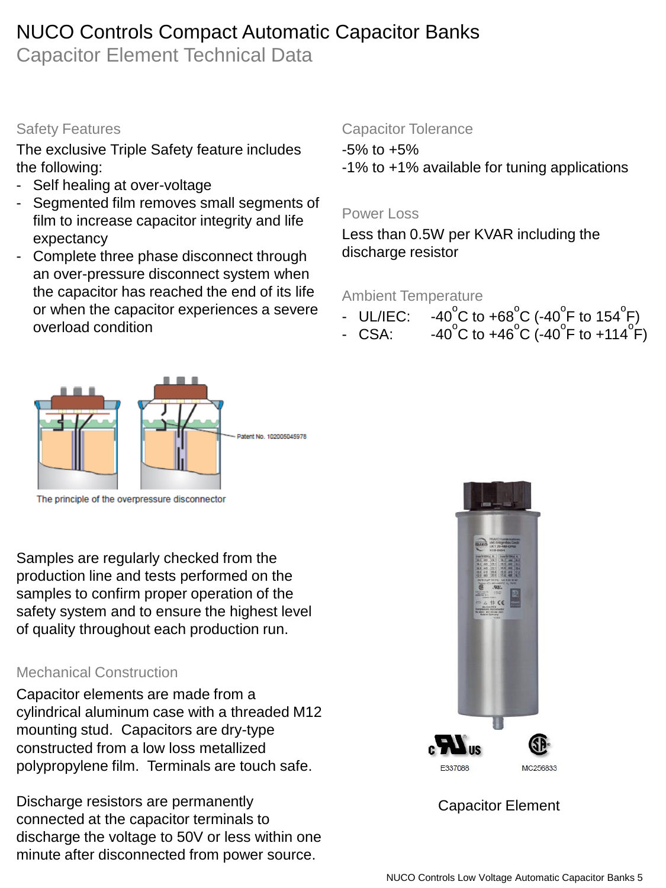# NUCO Controls Compact Automatic Capacitor Banks

## Capacitor Element Technical Data

### Safety Features

The exclusive Triple Safety feature includes the following:

- Self healing at over-voltage
- Segmented film removes small segments of film to increase capacitor integrity and life expectancy
- Complete three phase disconnect through an over-pressure disconnect system when the capacitor has reached the end of its life or when the capacitor experiences a severe overload condition

Patent No. 102005045978

The principle of the overpressure disconnector

Samples are regularly checked from the production line and tests performed on the samples to confirm proper operation of the safety system and to ensure the highest level of quality throughout each production run.

### Mechanical Construction

Capacitor elements are made from a cylindrical aluminum case with a threaded M12 mounting stud. Capacitors are dry-type constructed from a low loss metallized polypropylene film. Terminals are touch safe.

Discharge resistors are permanently connected at the capacitor terminals to discharge the voltage to 50V or less within one minute after disconnected from power source.

### Capacitor Tolerance

-5% to +5%

-1% to +1% available for tuning applications

### Power Loss

Less than 0.5W per KVAR including the discharge resistor

### Ambient Temperature

- UL/IEC: -40°C to +68°C (-40°F to 154°F)
- CSA: -40°C to +46°C (-40°F to +114°F)

E337088

MC256833

Capacitor Element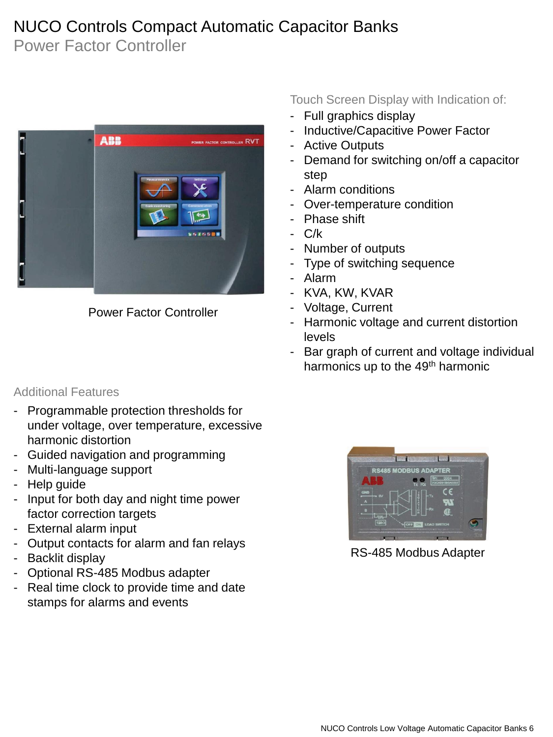# NUCO Controls Compact Automatic Capacitor Banks

## Power Factor Controller

Power Factor Controller

### Touch Screen Display with Indication of:

- Full graphics display
- Inductive/Capacitive Power Factor
- Active Outputs
- Demand for switching on/off a capacitor step
- Alarm conditions
- Over-temperature condition
- Phase shift
- C/k
- Number of outputs
- Type of switching sequence
- Alarm
- KVA, KW, KVAR
- Voltage, Current
- Harmonic voltage and current distortion levels
- Bar graph of current and voltage individual harmonics up to the $49^{th}$ harmonic

### Additional Features

- Programmable protection thresholds for under voltage, over temperature, excessive harmonic distortion
- Guided navigation and programming
- Multi-language support
- Help guide
- Input for both day and night time power factor correction targets
- External alarm input
- Output contacts for alarm and fan relays
- Backlit display
- Optional RS-485 Modbus adapter
- Real time clock to provide time and date stamps for alarms and events

RS-485 Modbus Adapter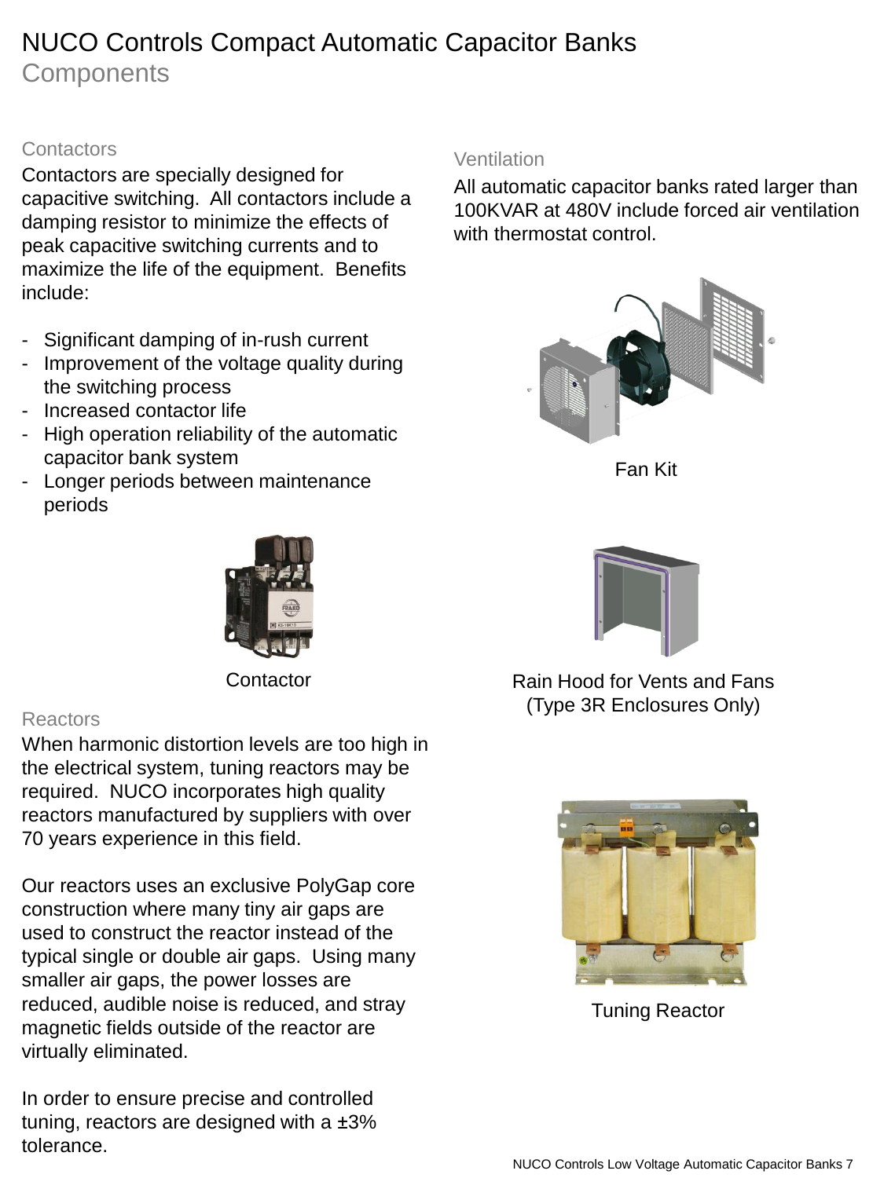# NUCO Controls Compact Automatic Capacitor Banks

## Components

### Contactors

Contactors are specially designed for capacitive switching. All contactors include a damping resistor to minimize the effects of peak capacitive switching currents and to maximize the life of the equipment. Benefits include:

- Significant damping of in-rush current
- Improvement of the voltage quality during the switching process
- Increased contactor life
- High operation reliability of the automatic capacitor bank system
- Longer periods between maintenance periods

Contactor

### Reactors

When harmonic distortion levels are too high in the electrical system, tuning reactors may be required. NUCO incorporates high quality reactors manufactured by suppliers with over 70 years experience in this field.

Our reactors uses an exclusive PolyGap core construction where many tiny air gaps are used to construct the reactor instead of the typical single or double air gaps. Using many smaller air gaps, the power losses are reduced, audible noise is reduced, and stray magnetic fields outside of the reactor are virtually eliminated.

In order to ensure precise and controlled tuning, reactors are designed with a ±3% tolerance.

### Ventilation

All automatic capacitor banks rated larger than 100KVAR at 480V include forced air ventilation with thermostat control.

Fan Kit

Rain Hood for Vents and Fans (Type 3R Enclosures Only)

Tuning Reactor